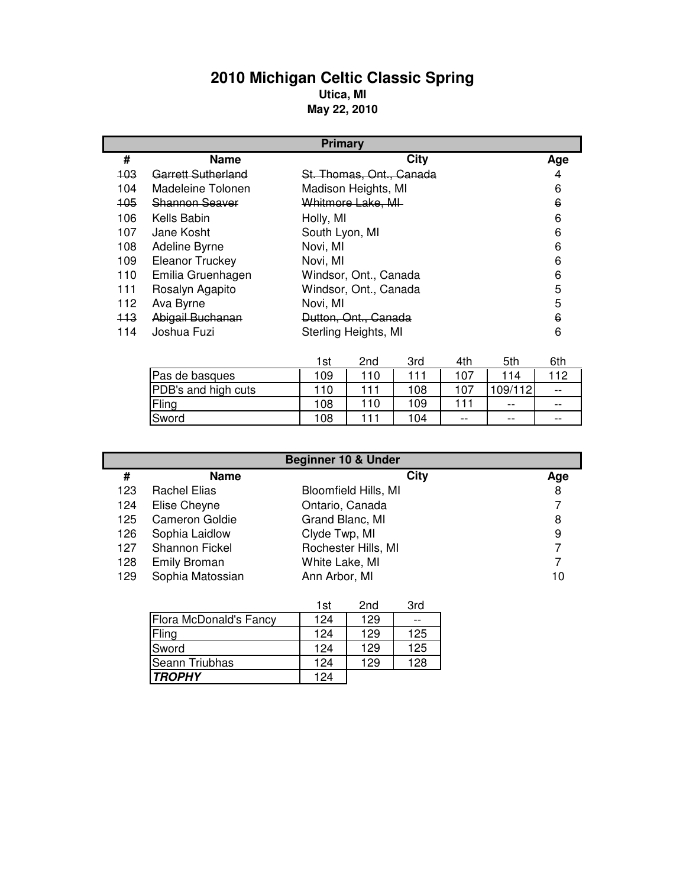# 2010 Michigan Celtic Classic Spring

**Utica, MI**

**May 22, 2010**

## Primary

| # | Name | City | Age |
|---|---|---|---|
| ~~103~~ | ~~Garrett Sutherland~~ | ~~St. Thomas, Ont., Canada~~ | 4 |
| 104 | Madeleine Tolonen | Madison Heights, MI | 6 |
| ~~105~~ | ~~Shannon Seaver~~ | ~~Whitmore Lake, MI~~ | ~~6~~ |
| 106 | Kells Babin | Holly, MI | 6 |
| 107 | Jane Kosht | South Lyon, MI | 6 |
| 108 | Adeline Byrne | Novi, MI | 6 |
| 109 | Eleanor Truckey | Novi, MI | 6 |
| 110 | Emilia Gruenhagen | Windsor, Ont., Canada | 6 |
| 111 | Rosalyn Agapito | Windsor, Ont., Canada | 5 |
| 112 | Ava Byrne | Novi, MI | 5 |
| ~~113~~ | ~~Abigail Buchanan~~ | ~~Dutton, Ont., Canada~~ | ~~6~~ |
| 114 | Joshua Fuzi | Sterling Heights, MI | 6 |

| | 1st | 2nd | 3rd | 4th | 5th | 6th |
|---|---|---|---|---|---|---|
| Pas de basques | 109 | 110 | 111 | 107 | 114 | 112 |
| PDB's and high cuts | 110 | 111 | 108 | 107 | 109/112 | -- |
| Fling | 108 | 110 | 109 | 111 | -- | -- |
| Sword | 108 | 111 | 104 | -- | -- | -- |

## Beginner 10 & Under

| # | Name | City | Age |
|---|---|---|---|
| 123 | Rachel Elias | Bloomfield Hills, MI | 8 |
| 124 | Elise Cheyne | Ontario, Canada | 7 |
| 125 | Cameron Goldie | Grand Blanc, MI | 8 |
| 126 | Sophia Laidlow | Clyde Twp, MI | 9 |
| 127 | Shannon Fickel | Rochester Hills, MI | 7 |
| 128 | Emily Broman | White Lake, MI | 7 |
| 129 | Sophia Matossian | Ann Arbor, MI | 10 |

| | 1st | 2nd | 3rd |
|---|---|---|---|
| Flora McDonald's Fancy | 124 | 129 | -- |
| Fling | 124 | 129 | 125 |
| Sword | 124 | 129 | 125 |
| Seann Triubhas | 124 | 129 | 128 |
| ***TROPHY*** | 124 | | |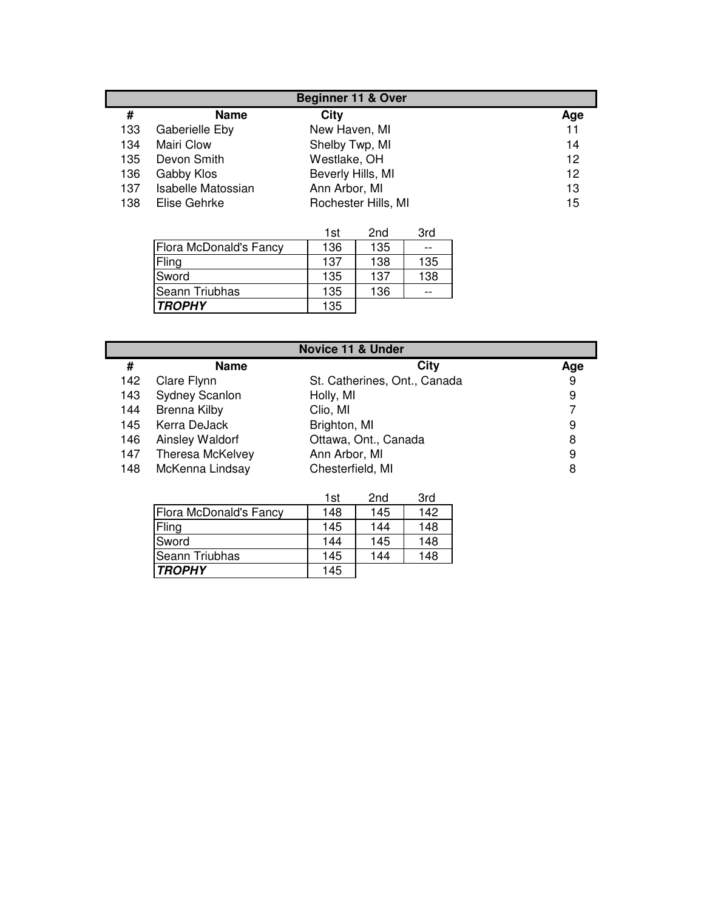## Beginner 11 & Over

| # | Name | City | Age |
|---|---|---|---|
| 133 | Gaberielle Eby | New Haven, MI | 11 |
| 134 | Mairi Clow | Shelby Twp, MI | 14 |
| 135 | Devon Smith | Westlake, OH | 12 |
| 136 | Gabby Klos | Beverly Hills, MI | 12 |
| 137 | Isabelle Matossian | Ann Arbor, MI | 13 |
| 138 | Elise Gehrke | Rochester Hills, MI | 15 |

| | 1st | 2nd | 3rd |
|---|---|---|---|
| Flora McDonald's Fancy | 136 | 135 | -- |
| Fling | 137 | 138 | 135 |
| Sword | 135 | 137 | 138 |
| Seann Triubhas | 135 | 136 | -- |
| ***TROPHY*** | 135 | | |

## Novice 11 & Under

| # | Name | City | Age |
|---|---|---|---|
| 142 | Clare Flynn | St. Catherines, Ont., Canada | 9 |
| 143 | Sydney Scanlon | Holly, MI | 9 |
| 144 | Brenna Kilby | Clio, MI | 7 |
| 145 | Kerra DeJack | Brighton, MI | 9 |
| 146 | Ainsley Waldorf | Ottawa, Ont., Canada | 8 |
| 147 | Theresa McKelvey | Ann Arbor, MI | 9 |
| 148 | McKenna Lindsay | Chesterfield, MI | 8 |

| | 1st | 2nd | 3rd |
|---|---|---|---|
| Flora McDonald's Fancy | 148 | 145 | 142 |
| Fling | 145 | 144 | 148 |
| Sword | 144 | 145 | 148 |
| Seann Triubhas | 145 | 144 | 148 |
| ***TROPHY*** | 145 | | |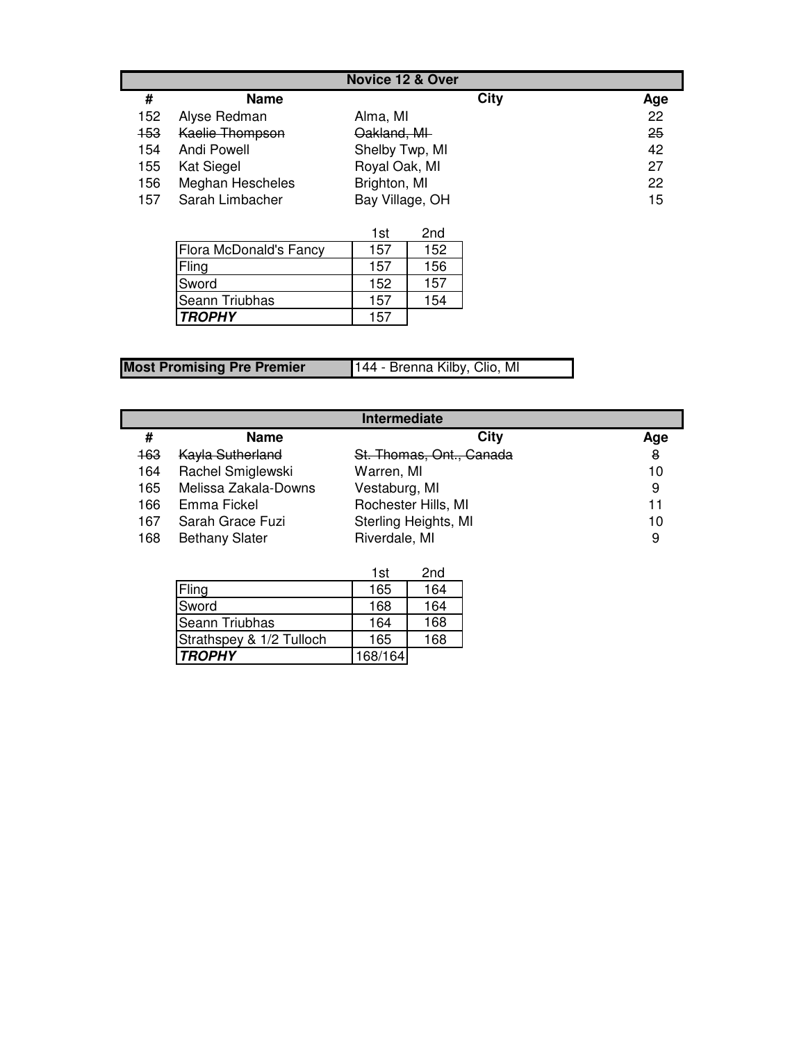## Novice 12 & Over

| # | Name | City | Age |
|---|---|---|---|
| 152 | Alyse Redman | Alma, MI | 22 |
| ~~153~~ | ~~Kaelie Thompson~~ | ~~Oakland, MI~~ | ~~25~~ |
| 154 | Andi Powell | Shelby Twp, MI | 42 |
| 155 | Kat Siegel | Royal Oak, MI | 27 |
| 156 | Meghan Hescheles | Brighton, MI | 22 |
| 157 | Sarah Limbacher | Bay Village, OH | 15 |

| | 1st | 2nd |
|---|---|---|
| Flora McDonald's Fancy | 157 | 152 |
| Fling | 157 | 156 |
| Sword | 152 | 157 |
| Seann Triubhas | 157 | 154 |
| ***TROPHY*** | 157 | |

| **Most Promising Pre Premier** | 144 - Brenna Kilby, Clio, MI |
|---|---|

## Intermediate

| # | Name | City | Age |
|---|---|---|---|
| ~~163~~ | ~~Kayla Sutherland~~ | ~~St. Thomas, Ont., Canada~~ | ~~8~~ |
| 164 | Rachel Smiglewski | Warren, MI | 10 |
| 165 | Melissa Zakala-Downs | Vestaburg, MI | 9 |
| 166 | Emma Fickel | Rochester Hills, MI | 11 |
| 167 | Sarah Grace Fuzi | Sterling Heights, MI | 10 |
| 168 | Bethany Slater | Riverdale, MI | 9 |

| | 1st | 2nd |
|---|---|---|
| Fling | 165 | 164 |
| Sword | 168 | 164 |
| Seann Triubhas | 164 | 168 |
| Strathspey & 1/2 Tulloch | 165 | 168 |
| ***TROPHY*** | 168/164 | |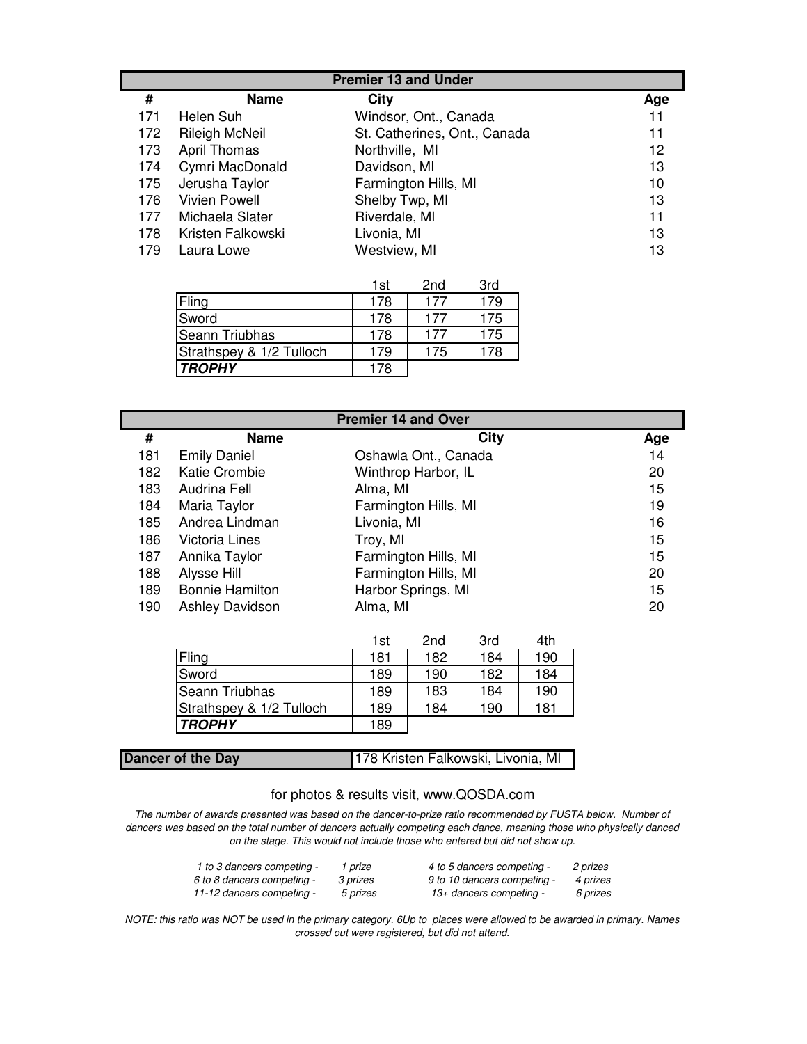## Premier 13 and Under

| # | Name | City | Age |
|---|---|---|---|
| ~~171~~ | ~~Helen Suh~~ | ~~Windsor, Ont., Canada~~ | ~~11~~ |
| 172 | Rileigh McNeil | St. Catherines, Ont., Canada | 11 |
| 173 | April Thomas | Northville, MI | 12 |
| 174 | Cymri MacDonald | Davidson, MI | 13 |
| 175 | Jerusha Taylor | Farmington Hills, MI | 10 |
| 176 | Vivien Powell | Shelby Twp, MI | 13 |
| 177 | Michaela Slater | Riverdale, MI | 11 |
| 178 | Kristen Falkowski | Livonia, MI | 13 |
| 179 | Laura Lowe | Westview, MI | 13 |

| | 1st | 2nd | 3rd |
|---|---|---|---|
| Fling | 178 | 177 | 179 |
| Sword | 178 | 177 | 175 |
| Seann Triubhas | 178 | 177 | 175 |
| Strathspey & 1/2 Tulloch | 179 | 175 | 178 |
| ***TROPHY*** | 178 | | |

## Premier 14 and Over

| # | Name | City | Age |
|---|---|---|---|
| 181 | Emily Daniel | Oshawla Ont., Canada | 14 |
| 182 | Katie Crombie | Winthrop Harbor, IL | 20 |
| 183 | Audrina Fell | Alma, MI | 15 |
| 184 | Maria Taylor | Farmington Hills, MI | 19 |
| 185 | Andrea Lindman | Livonia, MI | 16 |
| 186 | Victoria Lines | Troy, MI | 15 |
| 187 | Annika Taylor | Farmington Hills, MI | 15 |
| 188 | Alysse Hill | Farmington Hills, MI | 20 |
| 189 | Bonnie Hamilton | Harbor Springs, MI | 15 |
| 190 | Ashley Davidson | Alma, MI | 20 |

| | 1st | 2nd | 3rd | 4th |
|---|---|---|---|---|
| Fling | 181 | 182 | 184 | 190 |
| Sword | 189 | 190 | 182 | 184 |
| Seann Triubhas | 189 | 183 | 184 | 190 |
| Strathspey & 1/2 Tulloch | 189 | 184 | 190 | 181 |
| ***TROPHY*** | 189 | | | |

| | |
|---|---|
| **Dancer of the Day** | 178 Kristen Falkowski, Livonia, MI |

for photos & results visit, www.QOSDA.com

*The number of awards presented was based on the dancer-to-prize ratio recommended by FUSTA below. Number of dancers was based on the total number of dancers actually competing each dance, meaning those who physically danced on the stage. This would not include those who entered but did not show up.*

| | | | |
|---|---|---|---|
| *1 to 3 dancers competing -* | *1 prize* | *4 to 5 dancers competing -* | *2 prizes* |
| *6 to 8 dancers competing -* | *3 prizes* | *9 to 10 dancers competing -* | *4 prizes* |
| *11-12 dancers competing -* | *5 prizes* | *13+ dancers competing -* | *6 prizes* |

*NOTE: this ratio was NOT be used in the primary category. 6Up to places were allowed to be awarded in primary. Names crossed out were registered, but did not attend.*